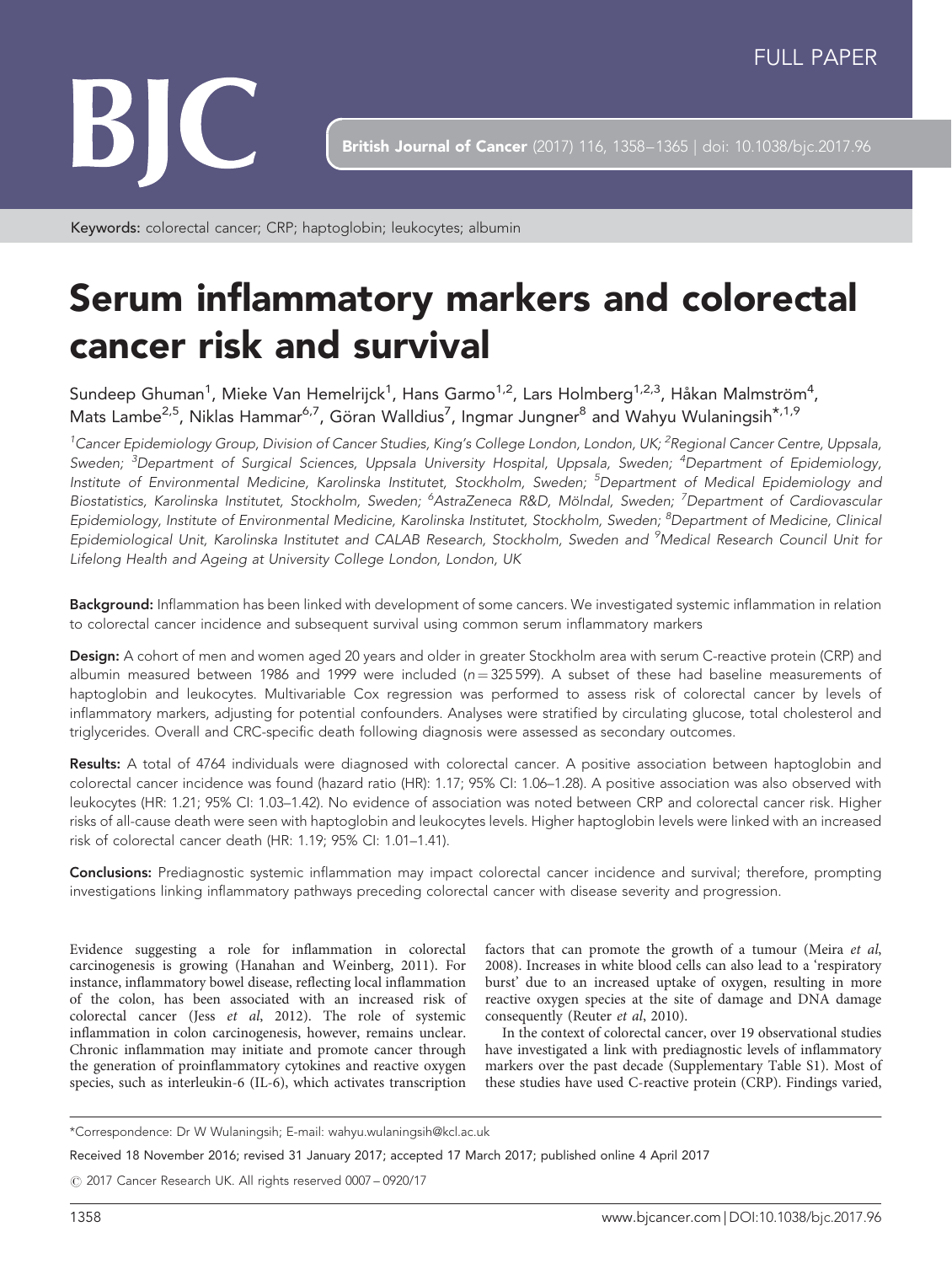FULL PAPER

Keywords: colorectal cancer; CRP; haptoglobin; leukocytes; albumin

# Serum inflammatory markers and colorectal cancer risk and survival

Sundeep Ghuman[1], Mieke Van Hemelrijck[1], Hans Garmo[1,2], Lars Holmberg[1,2,3], Håkan Malmström[4], Mats Lambe[2,5], Niklas Hammar[6,7], Göran Walldius[7], Ingmar Jungner[8] and Wahyu Wulaningsih*[,1,9]

[1]Cancer Epidemiology Group, Division of Cancer Studies, King's College London, London, UK; [2]Regional Cancer Centre, Uppsala, Sweden; [3]Department of Surgical Sciences, Uppsala University Hospital, Uppsala, Sweden; [4]Department of Epidemiology, Institute of Environmental Medicine, Karolinska Institutet, Stockholm, Sweden; [5]Department of Medical Epidemiology and Biostatistics, Karolinska Institutet, Stockholm, Sweden; [6]AstraZeneca R&D, Mölndal, Sweden; [7]Department of Cardiovascular Epidemiology, Institute of Environmental Medicine, Karolinska Institutet, Stockholm, Sweden; [8]Department of Medicine, Clinical Epidemiological Unit, Karolinska Institutet and CALAB Research, Stockholm, Sweden and [9]Medical Research Council Unit for Lifelong Health and Ageing at University College London, London, UK

**Background:** Inflammation has been linked with development of some cancers. We investigated systemic inflammation in relation to colorectal cancer incidence and subsequent survival using common serum inflammatory markers

**Design:** A cohort of men and women aged 20 years and older in greater Stockholm area with serum C-reactive protein (CRP) and albumin measured between 1986 and 1999 were included ($n = 325\,599$). A subset of these had baseline measurements of haptoglobin and leukocytes. Multivariable Cox regression was performed to assess risk of colorectal cancer by levels of inflammatory markers, adjusting for potential confounders. Analyses were stratified by circulating glucose, total cholesterol and triglycerides. Overall and CRC-specific death following diagnosis were assessed as secondary outcomes.

**Results:** A total of 4764 individuals were diagnosed with colorectal cancer. A positive association between haptoglobin and colorectal cancer incidence was found (hazard ratio (HR): 1.17; 95% CI: 1.06–1.28). A positive association was also observed with leukocytes (HR: 1.21; 95% CI: 1.03–1.42). No evidence of association was noted between CRP and colorectal cancer risk. Higher risks of all-cause death were seen with haptoglobin and leukocytes levels. Higher haptoglobin levels were linked with an increased risk of colorectal cancer death (HR: 1.19; 95% CI: 1.01–1.41).

**Conclusions:** Prediagnostic systemic inflammation may impact colorectal cancer incidence and survival; therefore, prompting investigations linking inflammatory pathways preceding colorectal cancer with disease severity and progression.

Evidence suggesting a role for inflammation in colorectal carcinogenesis is growing (Hanahan and Weinberg, 2011). For instance, inflammatory bowel disease, reflecting local inflammation of the colon, has been associated with an increased risk of colorectal cancer (Jess *et al*, 2012). The role of systemic inflammation in colon carcinogenesis, however, remains unclear. Chronic inflammation may initiate and promote cancer through the generation of proinflammatory cytokines and reactive oxygen species, such as interleukin-6 (IL-6), which activates transcription factors that can promote the growth of a tumour (Meira *et al*, 2008). Increases in white blood cells can also lead to a 'respiratory burst' due to an increased uptake of oxygen, resulting in more reactive oxygen species at the site of damage and DNA damage consequently (Reuter *et al*, 2010).

In the context of colorectal cancer, over 19 observational studies have investigated a link with prediagnostic levels of inflammatory markers over the past decade (Supplementary Table S1). Most of these studies have used C-reactive protein (CRP). Findings varied,

*Correspondence: Dr W Wulaningsih; E-mail: wahyu.wulaningsih@kcl.ac.uk

Received 18 November 2016; revised 31 January 2017; accepted 17 March 2017; published online 4 April 2017

© 2017 Cancer Research UK. All rights reserved 0007 – 0920/17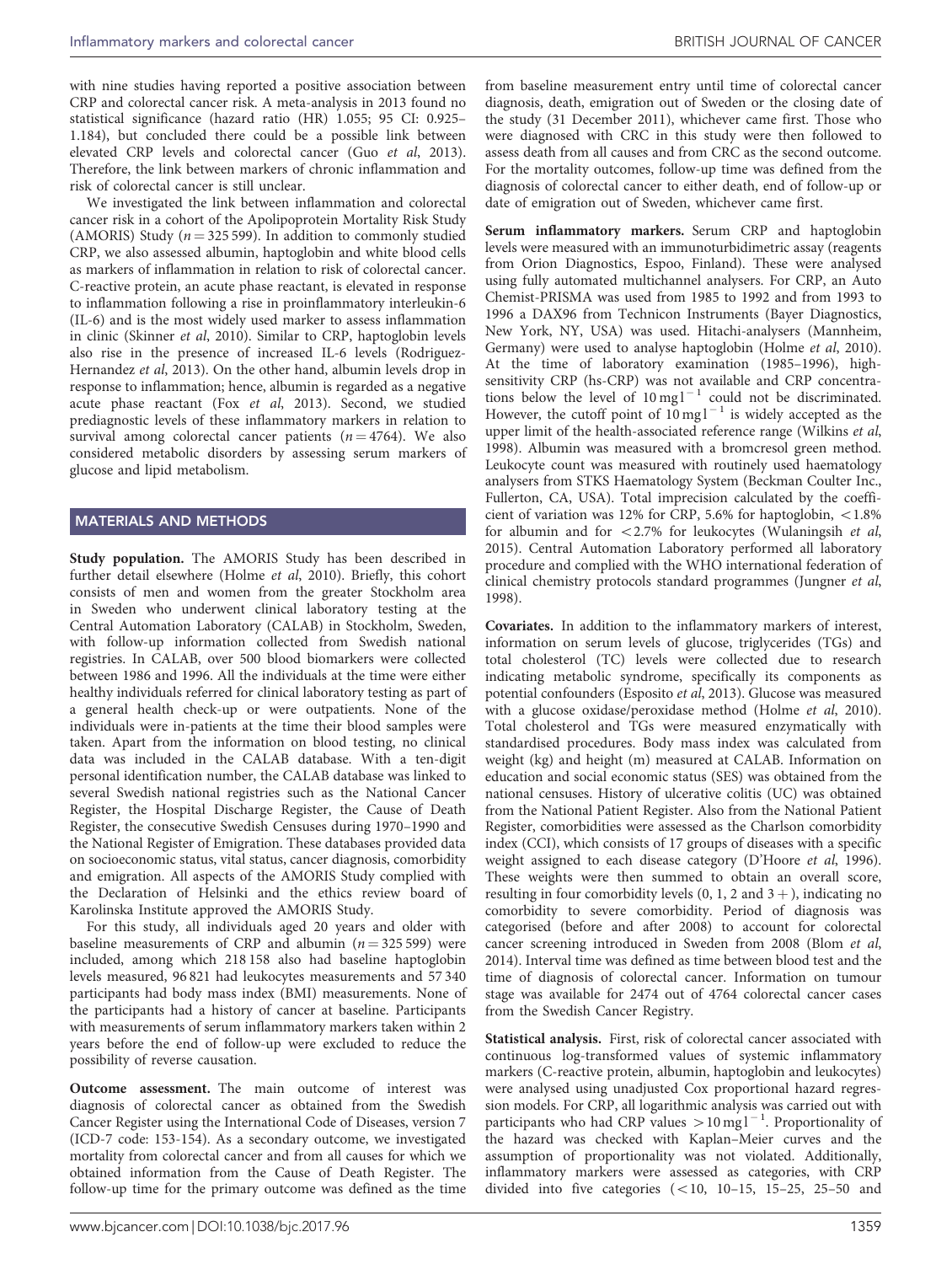with nine studies having reported a positive association between CRP and colorectal cancer risk. A meta-analysis in 2013 found no statistical significance (hazard ratio (HR) 1.055; 95 CI: 0.925–1.184), but concluded there could be a possible link between elevated CRP levels and colorectal cancer (Guo *et al*, 2013). Therefore, the link between markers of chronic inflammation and risk of colorectal cancer is still unclear.

We investigated the link between inflammation and colorectal cancer risk in a cohort of the Apolipoprotein Mortality Risk Study (AMORIS) Study ($n = 325\,599$). In addition to commonly studied CRP, we also assessed albumin, haptoglobin and white blood cells as markers of inflammation in relation to risk of colorectal cancer. C-reactive protein, an acute phase reactant, is elevated in response to inflammation following a rise in proinflammatory interleukin-6 (IL-6) and is the most widely used marker to assess inflammation in clinic (Skinner *et al*, 2010). Similar to CRP, haptoglobin levels also rise in the presence of increased IL-6 levels (Rodriguez-Hernandez *et al*, 2013). On the other hand, albumin levels drop in response to inflammation; hence, albumin is regarded as a negative acute phase reactant (Fox *et al*, 2013). Second, we studied prediagnostic levels of these inflammatory markers in relation to survival among colorectal cancer patients ($n = 4764$). We also considered metabolic disorders by assessing serum markers of glucose and lipid metabolism.

## MATERIALS AND METHODS

**Study population.** The AMORIS Study has been described in further detail elsewhere (Holme *et al*, 2010). Briefly, this cohort consists of men and women from the greater Stockholm area in Sweden who underwent clinical laboratory testing at the Central Automation Laboratory (CALAB) in Stockholm, Sweden, with follow-up information collected from Swedish national registries. In CALAB, over 500 blood biomarkers were collected between 1986 and 1996. All the individuals at the time were either healthy individuals referred for clinical laboratory testing as part of a general health check-up or were outpatients. None of the individuals were in-patients at the time their blood samples were taken. Apart from the information on blood testing, no clinical data was included in the CALAB database. With a ten-digit personal identification number, the CALAB database was linked to several Swedish national registries such as the National Cancer Register, the Hospital Discharge Register, the Cause of Death Register, the consecutive Swedish Censuses during 1970–1990 and the National Register of Emigration. These databases provided data on socioeconomic status, vital status, cancer diagnosis, comorbidity and emigration. All aspects of the AMORIS Study complied with the Declaration of Helsinki and the ethics review board of Karolinska Institute approved the AMORIS Study.

For this study, all individuals aged 20 years and older with baseline measurements of CRP and albumin ($n = 325\,599$) were included, among which 218 158 also had baseline haptoglobin levels measured, 96 821 had leukocytes measurements and 57 340 participants had body mass index (BMI) measurements. None of the participants had a history of cancer at baseline. Participants with measurements of serum inflammatory markers taken within 2 years before the end of follow-up were excluded to reduce the possibility of reverse causation.

**Outcome assessment.** The main outcome of interest was diagnosis of colorectal cancer as obtained from the Swedish Cancer Register using the International Code of Diseases, version 7 (ICD-7 code: 153-154). As a secondary outcome, we investigated mortality from colorectal cancer and from all causes for which we obtained information from the Cause of Death Register. The follow-up time for the primary outcome was defined as the time from baseline measurement entry until time of colorectal cancer diagnosis, death, emigration out of Sweden or the closing date of the study (31 December 2011), whichever came first. Those who were diagnosed with CRC in this study were then followed to assess death from all causes and from CRC as the second outcome. For the mortality outcomes, follow-up time was defined from the diagnosis of colorectal cancer to either death, end of follow-up or date of emigration out of Sweden, whichever came first.

**Serum inflammatory markers.** Serum CRP and haptoglobin levels were measured with an immunoturbidimetric assay (reagents from Orion Diagnostics, Espoo, Finland). These were analysed using fully automated multichannel analysers. For CRP, an Auto Chemist-PRISMA was used from 1985 to 1992 and from 1993 to 1996 a DAX96 from Technicon Instruments (Bayer Diagnostics, New York, NY, USA) was used. Hitachi-analysers (Mannheim, Germany) were used to analyse haptoglobin (Holme *et al*, 2010). At the time of laboratory examination (1985–1996), high-sensitivity CRP (hs-CRP) was not available and CRP concentrations below the level of $10\,\text{mg}\,\text{l}^{-1}$ could not be discriminated. However, the cutoff point of $10\,\text{mg}\,\text{l}^{-1}$ is widely accepted as the upper limit of the health-associated reference range (Wilkins *et al*, 1998). Albumin was measured with a bromcresol green method. Leukocyte count was measured with routinely used haematology analysers from STKS Haematology System (Beckman Coulter Inc., Fullerton, CA, USA). Total imprecision calculated by the coefficient of variation was 12% for CRP, 5.6% for haptoglobin, <1.8% for albumin and for <2.7% for leukocytes (Wulaningsih *et al*, 2015). Central Automation Laboratory performed all laboratory procedure and complied with the WHO international federation of clinical chemistry protocols standard programmes (Jungner *et al*, 1998).

**Covariates.** In addition to the inflammatory markers of interest, information on serum levels of glucose, triglycerides (TGs) and total cholesterol (TC) levels were collected due to research indicating metabolic syndrome, specifically its components as potential confounders (Esposito *et al*, 2013). Glucose was measured with a glucose oxidase/peroxidase method (Holme *et al*, 2010). Total cholesterol and TGs were measured enzymatically with standardised procedures. Body mass index was calculated from weight (kg) and height (m) measured at CALAB. Information on education and social economic status (SES) was obtained from the national censuses. History of ulcerative colitis (UC) was obtained from the National Patient Register. Also from the National Patient Register, comorbidities were assessed as the Charlson comorbidity index (CCI), which consists of 17 groups of diseases with a specific weight assigned to each disease category (D'Hoore *et al*, 1996). These weights were then summed to obtain an overall score, resulting in four comorbidity levels (0, 1, 2 and 3+), indicating no comorbidity to severe comorbidity. Period of diagnosis was categorised (before and after 2008) to account for colorectal cancer screening introduced in Sweden from 2008 (Blom *et al*, 2014). Interval time was defined as time between blood test and the time of diagnosis of colorectal cancer. Information on tumour stage was available for 2474 out of 4764 colorectal cancer cases from the Swedish Cancer Registry.

**Statistical analysis.** First, risk of colorectal cancer associated with continuous log-transformed values of systemic inflammatory markers (C-reactive protein, albumin, haptoglobin and leukocytes) were analysed using unadjusted Cox proportional hazard regression models. For CRP, all logarithmic analysis was carried out with participants who had CRP values $>10\,\text{mg}\,\text{l}^{-1}$. Proportionality of the hazard was checked with Kaplan–Meier curves and the assumption of proportionality was not violated. Additionally, inflammatory markers were assessed as categories, with CRP divided into five categories (<10, 10–15, 15–25, 25–50 and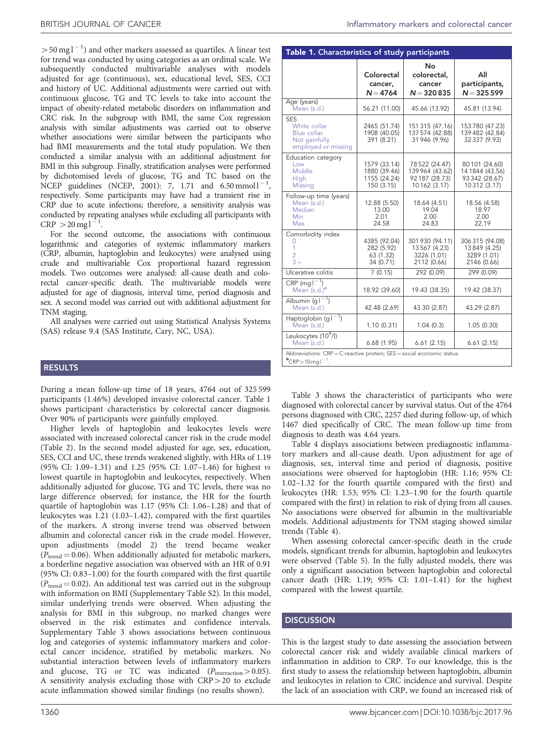$>50\,\text{mg}\,\text{l}^{-1}$) and other markers assessed as quartiles. A linear test for trend was conducted by using categories as an ordinal scale. We subsequently conducted multivariable analyses with models adjusted for age (continuous), sex, educational level, SES, CCI and history of UC. Additional adjustments were carried out with continuous glucose, TG and TC levels to take into account the impact of obesity-related metabolic disorders on inflammation and CRC risk. In the subgroup with BMI, the same Cox regression analysis with similar adjustments was carried out to observe whether associations were similar between the participants who had BMI measurements and the total study population. We then conducted a similar analysis with an additional adjustment for BMI in this subgroup. Finally, stratification analyses were performed by dichotomised levels of glucose, TG and TC based on the NCEP guidelines (NCEP, 2001): 7, 1.71 and $6.50\,\text{mmol}\,\text{l}^{-1}$, respectively. Some participants may have had a transient rise in CRP due to acute infections; therefore, a sensitivity analysis was conducted by repeating analyses while excluding all participants with CRP $>20\,\text{mg}\,\text{l}^{-1}$.

For the second outcome, the associations with continuous logarithmic and categories of systemic inflammatory markers (CRP, albumin, haptoglobin and leukocytes) were analysed using crude and multivariable Cox proportional hazard regression models. Two outcomes were analysed: all-cause death and colorectal cancer-specific death. The multivariable models were adjusted for age of diagnosis, interval time, period diagnosis and sex. A second model was carried out with additional adjustment for TNM staging.

All analyses were carried out using Statistical Analysis Systems (SAS) release 9.4 (SAS Institute, Cary, NC, USA).

## RESULTS

During a mean follow-up time of 18 years, 4764 out of 325 599 participants (1.46%) developed invasive colorectal cancer. Table 1 shows participant characteristics by colorectal cancer diagnosis. Over 90% of participants were gainfully employed.

Higher levels of haptoglobin and leukocytes levels were associated with increased colorectal cancer risk in the crude model (Table 2). In the second model adjusted for age, sex, education, SES, CCI and UC, these trends weakened slightly, with HRs of 1.19 (95% CI: 1.09–1.31) and 1.25 (95% CI: 1.07–1.46) for highest *vs* lowest quartile in haptoglobin and leukocytes, respectively. When additionally adjusted for glucose, TG and TC levels, there was no large difference observed; for instance, the HR for the fourth quartile of haptoglobin was 1.17 (95% CI: 1.06–1.28) and that of leukocytes was 1.21 (1.03–1.42), compared with the first quartiles of the markers. A strong inverse trend was observed between albumin and colorectal cancer risk in the crude model. However, upon adjustments (model 2) the trend became weaker ($P_{\text{trend}}=0.06$). When additionally adjusted for metabolic markers, a borderline negative association was observed with an HR of 0.91 (95% CI: 0.83–1.00) for the fourth compared with the first quartile ($P_{\text{trend}}=0.02$). An additional test was carried out in the subgroup with information on BMI (Supplementary Table S2). In this model, similar underlying trends were observed. When adjusting the analysis for BMI in this subgroup, no marked changes were observed in the risk estimates and confidence intervals. Supplementary Table 3 shows associations between continuous log and categories of systemic inflammatory markers and colorectal cancer incidence, stratified by metabolic markers. No substantial interaction between levels of inflammatory markers and glucose, TG or TC was indicated ($P_{\text{interaction}}>0.05$). A sensitivity analysis excluding those with CRP $>20$ to exclude acute inflammation showed similar findings (no results shown).

**Table 1. Characteristics of study participants**

| | Colorectal cancer, $N=4764$ | No colorectal, cancer $N=320\,835$ | All participants, $N=325\,599$ |
|---|---|---|---|
| **Age (years)** | | | |
| Mean (s.d.) | 56.21 (11.00) | 45.66 (13.92) | 45.81 (13.94) |
| **SES** | | | |
| White collar | 2465 (51.74) | 151 315 (47.16) | 153 780 (47.23) |
| Blue collar | 1908 (40.05) | 137 574 (42.88) | 139 482 (42.84) |
| Not gainfully employed or missing | 391 (8.21) | 31 946 (9.96) | 32 337 (9.93) |
| **Education category** | | | |
| Low | 1579 (33.14) | 78 522 (24.47) | 80 101 (24.60) |
| Middle | 1880 (39.46) | 139 964 (43.62) | 141 844 (43.56) |
| High | 1155 (24.24) | 92 187 (28.73) | 93 342 (28.67) |
| Missing | 150 (3.15) | 10 162 (3.17) | 10 312 (3.17) |
| **Follow-up time (years)** | | | |
| Mean (s.d.) | 12.88 (5.50) | 18.64 (4.51) | 18.56 (4.58) |
| Median | 13.00 | 19.04 | 18.97 |
| Min | 2.01 | 2.00 | 2.00 |
| Max | 24.58 | 24.83 | 22.19 |
| **Comorbidity index** | | | |
| 0 | 4385 (92.04) | 301 930 (94.11) | 306 315 (94.08) |
| 1 | 282 (5.92) | 13 567 (4.23) | 13 849 (4.25) |
| 2 | 63 (1.32) | 3226 (1.01) | 3289 (1.01) |
| 3+ | 34 (0.71) | 2112 (0.66) | 2146 (0.66) |
| **Ulcerative colitis** | 7 (0.15) | 292 (0.09) | 299 (0.09) |
| **CRP ($\text{mg}\,\text{l}^{-1}$)** | | | |
| Mean (s.d.)[a] | 18.92 (39.60) | 19.43 (38.35) | 19.42 (38.37) |
| **Albumin ($\text{g}\,\text{l}^{-1}$)** | | | |
| Mean (s.d.) | 42.48 (2.69) | 43.30 (2.87) | 43.29 (2.87) |
| **Haptoglobin ($\text{g}\,\text{l}^{-1}$)** | | | |
| Mean (s.d.) | 1.10 (0.31) | 1.04 (0.3) | 1.05 (0.30) |
| **Leukocytes ($10^9$/l)** | | | |
| Mean (s.d.) | 6.68 (1.95) | 6.61 (2.15) | 6.61 (2.15) |

Abbreviations: CRP = C-reactive protein; SES = social economic status.
[a]CRP $>10\,\text{mg}\,\text{l}^{-1}$.

Table 3 shows the characteristics of participants who were diagnosed with colorectal cancer by survival status. Out of the 4764 persons diagnosed with CRC, 2257 died during follow-up, of which 1467 died specifically of CRC. The mean follow-up time from diagnosis to death was 4.64 years.

Table 4 displays associations between prediagnostic inflammatory markers and all-cause death. Upon adjustment for age of diagnosis, sex, interval time and period of diagnosis, positive associations were observed for haptoglobin (HR: 1.16; 95% CI: 1.02–1.32 for the fourth quartile compared with the first) and leukocytes (HR: 1.53; 95% CI: 1.23–1.90 for the fourth quartile compared with the first) in relation to risk of dying from all causes. No associations were observed for albumin in the multivariable models. Additional adjustments for TNM staging showed similar trends (Table 4).

When assessing colorectal cancer-specific death in the crude models, significant trends for albumin, haptoglobin and leukocytes were observed (Table 5). In the fully adjusted models, there was only a significant association between haptoglobin and colorectal cancer death (HR: 1.19; 95% CI: 1.01–1.41) for the highest compared with the lowest quartile.

## DISCUSSION

This is the largest study to date assessing the association between colorectal cancer risk and widely available clinical markers of inflammation in addition to CRP. To our knowledge, this is the first study to assess the relationship between haptoglobin, albumin and leukocytes in relation to CRC incidence and survival. Despite the lack of an association with CRP, we found an increased risk of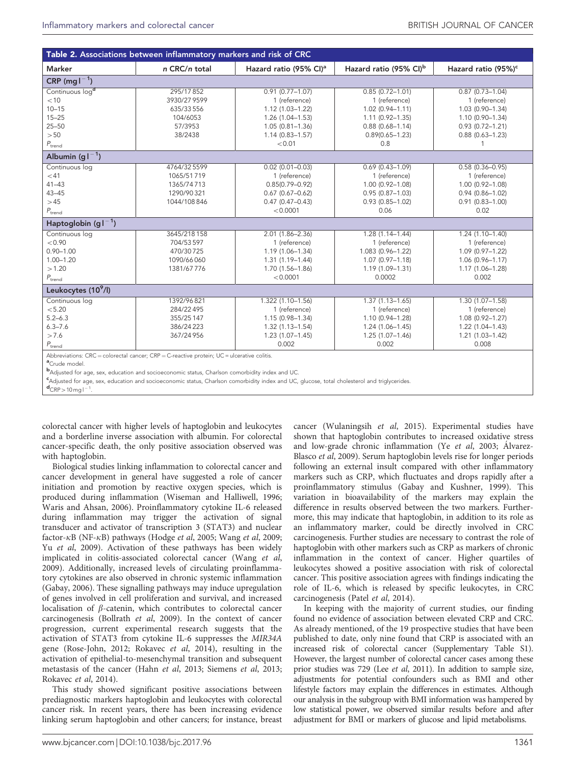**Table 2. Associations between inflammatory markers and risk of CRC**

| Marker | n CRC/n total | Hazard ratio (95% CI)[a] | Hazard ratio (95% CI)[b] | Hazard ratio (95%)[c] |
|---|---|---|---|---|
| **CRP (mg l$^{-1}$)** | | | | |
| Continuous log[d] | 295/17 852 | 0.91 (0.77–1.07) | 0.85 (0.72–1.01) | 0.87 (0.73–1.04) |
| <10 | 3930/27 9599 | 1 (reference) | 1 (reference) | 1 (reference) |
| 10–15 | 635/33 556 | 1.12 (1.03–1.22) | 1.02 (0.94–1.11) | 1.03 (0.90–1.34) |
| 15–25 | 104/6053 | 1.26 (1.04–1.53) | 1.11 (0.92–1.35) | 1.10 (0.90–1.34) |
| 25–50 | 57/3953 | 1.05 (0.81–1.36) | 0.88 (0.68–1.14) | 0.93 (0.72–1.21) |
| >50 | 38/2438 | 1.14 (0.83–1.57) | 0.89(0.65–1.23) | 0.88 (0.63–1.23) |
| $P_{trend}$ | | <0.01 | 0.8 | 1 |
| **Albumin (g l$^{-1}$)** | | | | |
| Continuous log | 4764/32 5599 | 0.02 (0.01–0.03) | 0.69 (0.43–1.09) | 0.58 (0.36–0.95) |
| <41 | 1065/51 719 | 1 (reference) | 1 (reference) | 1 (reference) |
| 41–43 | 1365/74 713 | 0.85(0.79–0.92) | 1.00 (0.92–1.08) | 1.00 (0.92–1.08) |
| 43–45 | 1290/90 321 | 0.67 (0.67–0.62) | 0.95 (0.87–1.03) | 0.94 (0.86–1.02) |
| >45 | 1044/108 846 | 0.47 (0.47–0.43) | 0.93 (0.85–1.02) | 0.91 (0.83–1.00) |
| $P_{trend}$ | | <0.0001 | 0.06 | 0.02 |
| **Haptoglobin (g l$^{-1}$)** | | | | |
| Continuous log | 3645/218 158 | 2.01 (1.86–2.36) | 1.28 (1.14–1.44) | 1.24 (1.10–1.40) |
| <0.90 | 704/53 597 | 1 (reference) | 1 (reference) | 1 (reference) |
| 0.90–1.00 | 470/30 725 | 1.19 (1.06–1.34) | 1.083 (0.96–1.22) | 1.09 (0.97–1.22) |
| 1.00–1.20 | 1090/66 060 | 1.31 (1.19–1.44) | 1.07 (0.97–1.18) | 1.06 (0.96–1.17) |
| >1.20 | 1381/67 776 | 1.70 (1.56–1.86) | 1.19 (1.09–1.31) | 1.17 (1.06–1.28) |
| $P_{trend}$ | | <0.0001 | 0.0002 | 0.002 |
| **Leukocytes (10$^9$/l)** | | | | |
| Continuous log | 1392/96 821 | 1.322 (1.10–1.56) | 1.37 (1.13–1.65) | 1.30 (1.07–1.58) |
| <5.20 | 284/22 495 | 1 (reference) | 1 (reference) | 1 (reference) |
| 5.2–6.3 | 355/25 147 | 1.15 (0.98–1.34) | 1.10 (0.94–1.28) | 1.08 (0.92–1.27) |
| 6.3–7.6 | 386/24 223 | 1.32 (1.13–1.54) | 1.24 (1.06–1.45) | 1.22 (1.04–1.43) |
| >7.6 | 367/24 956 | 1.23 (1.07–1.45) | 1.25 (1.07–1.46) | 1.21 (1.03–1.42) |
| $P_{trend}$ | | 0.002 | 0.002 | 0.008 |

Abbreviations: CRC = colorectal cancer; CRP = C-reactive protein; UC = ulcerative colitis.
[a]Crude model.
[b]Adjusted for age, sex, education and socioeconomic status, Charlson comorbidity index and UC.
[c]Adjusted for age, sex, education and socioeconomic status, Charlson comorbidity index and UC, glucose, total cholesterol and triglycerides.
[d]CRP > 10 mg l$^{-1}$.

colorectal cancer with higher levels of haptoglobin and leukocytes and a borderline inverse association with albumin. For colorectal cancer-specific death, the only positive association observed was with haptoglobin.

Biological studies linking inflammation to colorectal cancer and cancer development in general have suggested a role of cancer initiation and promotion by reactive oxygen species, which is produced during inflammation (Wiseman and Halliwell, 1996; Waris and Ahsan, 2006). Proinflammatory cytokine IL-6 released during inflammation may trigger the activation of signal transducer and activator of transcription 3 (STAT3) and nuclear factor-$\kappa$B (NF-$\kappa$B) pathways (Hodge *et al*, 2005; Wang *et al*, 2009; Yu *et al*, 2009). Activation of these pathways has been widely implicated in colitis-associated colorectal cancer (Wang *et al*, 2009). Additionally, increased levels of circulating proinflammatory cytokines are also observed in chronic systemic inflammation (Gabay, 2006). These signalling pathways may induce upregulation of genes involved in cell proliferation and survival, and increased localisation of $\beta$-catenin, which contributes to colorectal cancer carcinogenesis (Bollrath *et al*, 2009). In the context of cancer progression, current experimental research suggests that the activation of STAT3 from cytokine IL-6 suppresses the *MIR34A* gene (Rose-John, 2012; Rokavec *et al*, 2014), resulting in the activation of epithelial-to-mesenchymal transition and subsequent metastasis of the cancer (Hahn *et al*, 2013; Siemens *et al*, 2013; Rokavec *et al*, 2014).

This study showed significant positive associations between prediagnostic markers haptoglobin and leukocytes with colorectal cancer risk. In recent years, there has been increasing evidence linking serum haptoglobin and other cancers; for instance, breast cancer (Wulaningsih *et al*, 2015). Experimental studies have shown that haptoglobin contributes to increased oxidative stress and low-grade chronic inflammation (Ye *et al*, 2003; Álvarez-Blasco *et al*, 2009). Serum haptoglobin levels rise for longer periods following an external insult compared with other inflammatory markers such as CRP, which fluctuates and drops rapidly after a proinflammatory stimulus (Gabay and Kushner, 1999). This variation in bioavailability of the markers may explain the difference in results observed between the two markers. Furthermore, this may indicate that haptoglobin, in addition to its role as an inflammatory marker, could be directly involved in CRC carcinogenesis. Further studies are necessary to contrast the role of haptoglobin with other markers such as CRP as markers of chronic inflammation in the context of cancer. Higher quartiles of leukocytes showed a positive association with risk of colorectal cancer. This positive association agrees with findings indicating the role of IL-6, which is released by specific leukocytes, in CRC carcinogenesis (Patel *et al*, 2014).

In keeping with the majority of current studies, our finding found no evidence of association between elevated CRP and CRC. As already mentioned, of the 19 prospective studies that have been published to date, only nine found that CRP is associated with an increased risk of colorectal cancer (Supplementary Table S1). However, the largest number of colorectal cancer cases among these prior studies was 729 (Lee *et al*, 2011). In addition to sample size, adjustments for potential confounders such as BMI and other lifestyle factors may explain the differences in estimates. Although our analysis in the subgroup with BMI information was hampered by low statistical power, we observed similar results before and after adjustment for BMI or markers of glucose and lipid metabolisms.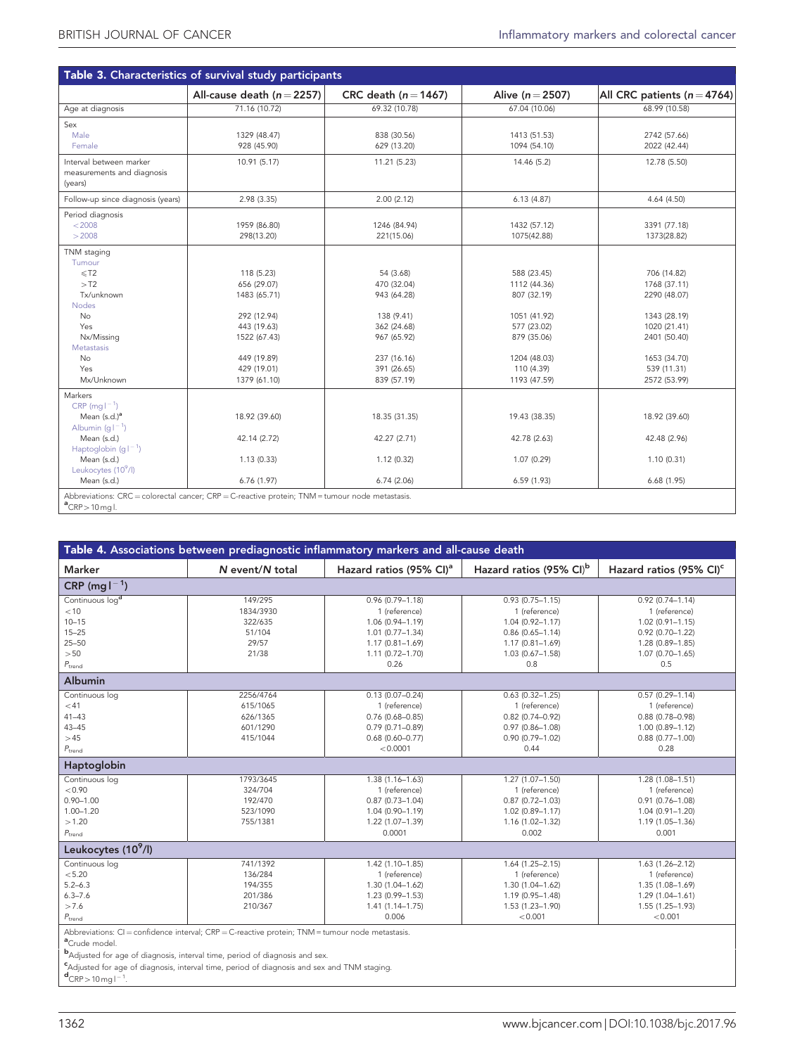**Table 3. Characteristics of survival study participants**

| | All-cause death (n = 2257) | CRC death (n = 1467) | Alive (n = 2507) | All CRC patients (n = 4764) |
|---|---|---|---|---|
| Age at diagnosis | 71.16 (10.72) | 69.32 (10.78) | 67.04 (10.06) | 68.99 (10.58) |
| Sex | | | | |
| Male | 1329 (48.47) | 838 (30.56) | 1413 (51.53) | 2742 (57.66) |
| Female | 928 (45.90) | 629 (13.20) | 1094 (54.10) | 2022 (42.44) |
| Interval between marker measurements and diagnosis (years) | 10.91 (5.17) | 11.21 (5.23) | 14.46 (5.2) | 12.78 (5.50) |
| Follow-up since diagnosis (years) | 2.98 (3.35) | 2.00 (2.12) | 6.13 (4.87) | 4.64 (4.50) |
| Period diagnosis | | | | |
| <2008 | 1959 (86.80) | 1246 (84.94) | 1432 (57.12) | 3391 (77.18) |
| >2008 | 298(13.20) | 221(15.06) | 1075(42.88) | 1373(28.82) |
| TNM staging | | | | |
| Tumour | | | | |
| ⩽T2 | 118 (5.23) | 54 (3.68) | 588 (23.45) | 706 (14.82) |
| >T2 | 656 (29.07) | 470 (32.04) | 1112 (44.36) | 1768 (37.11) |
| Tx/unknown | 1483 (65.71) | 943 (64.28) | 807 (32.19) | 2290 (48.07) |
| Nodes | | | | |
| No | 292 (12.94) | 138 (9.41) | 1051 (41.92) | 1343 (28.19) |
| Yes | 443 (19.63) | 362 (24.68) | 577 (23.02) | 1020 (21.41) |
| Nx/Missing | 1522 (67.43) | 967 (65.92) | 879 (35.06) | 2401 (50.40) |
| Metastasis | | | | |
| No | 449 (19.89) | 237 (16.16) | 1204 (48.03) | 1653 (34.70) |
| Yes | 429 (19.01) | 391 (26.65) | 110 (4.39) | 539 (11.31) |
| Mx/Unknown | 1379 (61.10) | 839 (57.19) | 1193 (47.59) | 2572 (53.99) |
| Markers | | | | |
| CRP (mg l$^{-1}$) | | | | |
| Mean (s.d.)[a] | 18.92 (39.60) | 18.35 (31.35) | 19.43 (38.35) | 18.92 (39.60) |
| Albumin (g l$^{-1}$) | | | | |
| Mean (s.d.) | 42.14 (2.72) | 42.27 (2.71) | 42.78 (2.63) | 42.48 (2.96) |
| Haptoglobin (g l$^{-1}$) | | | | |
| Mean (s.d.) | 1.13 (0.33) | 1.12 (0.32) | 1.07 (0.29) | 1.10 (0.31) |
| Leukocytes ($10^9$/l) | | | | |
| Mean (s.d.) | 6.76 (1.97) | 6.74 (2.06) | 6.59 (1.93) | 6.68 (1.95) |

Abbreviations: CRC = colorectal cancer; CRP = C-reactive protein; TNM = tumour node metastasis.
[a]CRP > 10 mg l.

**Table 4. Associations between prediagnostic inflammatory markers and all-cause death**

| Marker | N event/N total | Hazard ratios (95% CI)[a] | Hazard ratios (95% CI)[b] | Hazard ratios (95% CI)[c] |
|---|---|---|---|---|
| **CRP (mg l$^{-1}$)** | | | | |
| Continuous log[d] | 149/295 | 0.96 (0.79–1.18) | 0.93 (0.75–1.15) | 0.92 (0.74–1.14) |
| <10 | 1834/3930 | 1 (reference) | 1 (reference) | 1 (reference) |
| 10–15 | 322/635 | 1.06 (0.94–1.19) | 1.04 (0.92–1.17) | 1.02 (0.91–1.15) |
| 15–25 | 51/104 | 1.01 (0.77–1.34) | 0.86 (0.65–1.14) | 0.92 (0.70–1.22) |
| 25–50 | 29/57 | 1.17 (0.81–1.69) | 1.17 (0.81–1.69) | 1.28 (0.89–1.85) |
| >50 | 21/38 | 1.11 (0.72–1.70) | 1.03 (0.67–1.58) | 1.07 (0.70–1.65) |
| $P_{trend}$ | | 0.26 | 0.8 | 0.5 |
| **Albumin** | | | | |
| Continuous log | 2256/4764 | 0.13 (0.07–0.24) | 0.63 (0.32–1.25) | 0.57 (0.29–1.14) |
| <41 | 615/1065 | 1 (reference) | 1 (reference) | 1 (reference) |
| 41–43 | 626/1365 | 0.76 (0.68–0.85) | 0.82 (0.74–0.92) | 0.88 (0.78–0.98) |
| 43–45 | 601/1290 | 0.79 (0.71–0.89) | 0.97 (0.86–1.08) | 1.00 (0.89–1.12) |
| >45 | 415/1044 | 0.68 (0.60–0.77) | 0.90 (0.79–1.02) | 0.88 (0.77–1.00) |
| $P_{trend}$ | | <0.0001 | 0.44 | 0.28 |
| **Haptoglobin** | | | | |
| Continuous log | 1793/3645 | 1.38 (1.16–1.63) | 1.27 (1.07–1.50) | 1.28 (1.08–1.51) |
| <0.90 | 324/704 | 1 (reference) | 1 (reference) | 1 (reference) |
| 0.90–1.00 | 192/470 | 0.87 (0.73–1.04) | 0.87 (0.72–1.03) | 0.91 (0.76–1.08) |
| 1.00–1.20 | 523/1090 | 1.04 (0.90–1.19) | 1.02 (0.89–1.17) | 1.04 (0.91–1.20) |
| >1.20 | 755/1381 | 1.22 (1.07–1.39) | 1.16 (1.02–1.32) | 1.19 (1.05–1.36) |
| $P_{trend}$ | | 0.0001 | 0.002 | 0.001 |
| **Leukocytes ($10^9$/l)** | | | | |
| Continuous log | 741/1392 | 1.42 (1.10–1.85) | 1.64 (1.25–2.15) | 1.63 (1.26–2.12) |
| <5.20 | 136/284 | 1 (reference) | 1 (reference) | 1 (reference) |
| 5.2–6.3 | 194/355 | 1.30 (1.04–1.62) | 1.30 (1.04–1.62) | 1.35 (1.08–1.69) |
| 6.3–7.6 | 201/386 | 1.23 (0.99–1.53) | 1.19 (0.95–1.48) | 1.29 (1.04–1.61) |
| >7.6 | 210/367 | 1.41 (1.14–1.75) | 1.53 (1.23–1.90) | 1.55 (1.25–1.93) |
| $P_{trend}$ | | 0.006 | <0.001 | <0.001 |

Abbreviations: CI = confidence interval; CRP = C-reactive protein; TNM = tumour node metastasis.
[a]Crude model.
[b]Adjusted for age of diagnosis, interval time, period of diagnosis and sex.
[c]Adjusted for age of diagnosis, interval time, period of diagnosis and sex and TNM staging.
[d]CRP > 10 mg l$^{-1}$.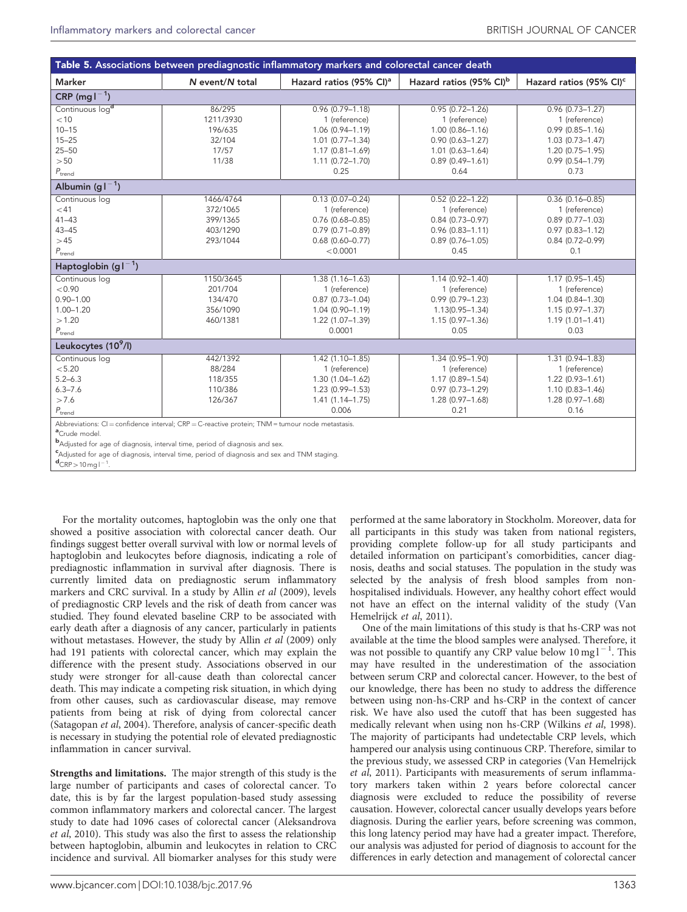**Table 5. Associations between prediagnostic inflammatory markers and colorectal cancer death**

| Marker | N event/N total | Hazard ratios (95% CI)[a] | Hazard ratios (95% CI)[b] | Hazard ratios (95% CI)[c] |
|---|---|---|---|---|
| **CRP ($mg l^{-1}$)** | | | | |
| Continuous log[d] | 86/295 | 0.96 (0.79–1.18) | 0.95 (0.72–1.26) | 0.96 (0.73–1.27) |
| <10 | 1211/3930 | 1 (reference) | 1 (reference) | 1 (reference) |
| 10–15 | 196/635 | 1.06 (0.94–1.19) | 1.00 (0.86–1.16) | 0.99 (0.85–1.16) |
| 15–25 | 32/104 | 1.01 (0.77–1.34) | 0.90 (0.63–1.27) | 1.03 (0.73–1.47) |
| 25–50 | 17/57 | 1.17 (0.81–1.69) | 1.01 (0.63–1.64) | 1.20 (0.75–1.95) |
| >50 | 11/38 | 1.11 (0.72–1.70) | 0.89 (0.49–1.61) | 0.99 (0.54–1.79) |
| $P_{trend}$ | | 0.25 | 0.64 | 0.73 |
| **Albumin ($g l^{-1}$)** | | | | |
| Continuous log | 1466/4764 | 0.13 (0.07–0.24) | 0.52 (0.22–1.22) | 0.36 (0.16–0.85) |
| <41 | 372/1065 | 1 (reference) | 1 (reference) | 1 (reference) |
| 41–43 | 399/1365 | 0.76 (0.68–0.85) | 0.84 (0.73–0.97) | 0.89 (0.77–1.03) |
| 43–45 | 403/1290 | 0.79 (0.71–0.89) | 0.96 (0.83–1.11) | 0.97 (0.83–1.12) |
| >45 | 293/1044 | 0.68 (0.60–0.77) | 0.89 (0.76–1.05) | 0.84 (0.72–0.99) |
| $P_{trend}$ | | <0.0001 | 0.45 | 0.1 |
| **Haptoglobin ($g l^{-1}$)** | | | | |
| Continuous log | 1150/3645 | 1.38 (1.16–1.63) | 1.14 (0.92–1.40) | 1.17 (0.95–1.45) |
| <0.90 | 201/704 | 1 (reference) | 1 (reference) | 1 (reference) |
| 0.90–1.00 | 134/470 | 0.87 (0.73–1.04) | 0.99 (0.79–1.23) | 1.04 (0.84–1.30) |
| 1.00–1.20 | 356/1090 | 1.04 (0.90–1.19) | 1.13(0.95–1.34) | 1.15 (0.97–1.37) |
| >1.20 | 460/1381 | 1.22 (1.07–1.39) | 1.15 (0.97–1.36) | 1.19 (1.01–1.41) |
| $P_{trend}$ | | 0.0001 | 0.05 | 0.03 |
| **Leukocytes ($10^9$/l)** | | | | |
| Continuous log | 442/1392 | 1.42 (1.10–1.85) | 1.34 (0.95–1.90) | 1.31 (0.94–1.83) |
| <5.20 | 88/284 | 1 (reference) | 1 (reference) | 1 (reference) |
| 5.2–6.3 | 118/355 | 1.30 (1.04–1.62) | 1.17 (0.89–1.54) | 1.22 (0.93–1.61) |
| 6.3–7.6 | 110/386 | 1.23 (0.99–1.53) | 0.97 (0.73–1.29) | 1.10 (0.83–1.46) |
| >7.6 | 126/367 | 1.41 (1.14–1.75) | 1.28 (0.97–1.68) | 1.28 (0.97–1.68) |
| $P_{trend}$ | | 0.006 | 0.21 | 0.16 |

Abbreviations: CI = confidence interval; CRP = C-reactive protein; TNM = tumour node metastasis.
[a]Crude model.
[b]Adjusted for age of diagnosis, interval time, period of diagnosis and sex.
[c]Adjusted for age of diagnosis, interval time, period of diagnosis and sex and TNM staging.
[d]$CRP > 10 mg l^{-1}$.

For the mortality outcomes, haptoglobin was the only one that showed a positive association with colorectal cancer death. Our findings suggest better overall survival with low or normal levels of haptoglobin and leukocytes before diagnosis, indicating a role of prediagnostic inflammation in survival after diagnosis. There is currently limited data on prediagnostic serum inflammatory markers and CRC survival. In a study by Allin *et al* (2009), levels of prediagnostic CRP levels and the risk of death from cancer was studied. They found elevated baseline CRP to be associated with early death after a diagnosis of any cancer, particularly in patients without metastases. However, the study by Allin *et al* (2009) only had 191 patients with colorectal cancer, which may explain the difference with the present study. Associations observed in our study were stronger for all-cause death than colorectal cancer death. This may indicate a competing risk situation, in which dying from other causes, such as cardiovascular disease, may remove patients from being at risk of dying from colorectal cancer (Satagopan *et al*, 2004). Therefore, analysis of cancer-specific death is necessary in studying the potential role of elevated prediagnostic inflammation in cancer survival.

**Strengths and limitations.** The major strength of this study is the large number of participants and cases of colorectal cancer. To date, this is by far the largest population-based study assessing common inflammatory markers and colorectal cancer. The largest study to date had 1096 cases of colorectal cancer (Aleksandrova *et al*, 2010). This study was also the first to assess the relationship between haptoglobin, albumin and leukocytes in relation to CRC incidence and survival. All biomarker analyses for this study were performed at the same laboratory in Stockholm. Moreover, data for all participants in this study was taken from national registers, providing complete follow-up for all study participants and detailed information on participant's comorbidities, cancer diagnosis, deaths and social statuses. The population in the study was selected by the analysis of fresh blood samples from non-hospitalised individuals. However, any healthy cohort effect would not have an effect on the internal validity of the study (Van Hemelrijck *et al*, 2011).

One of the main limitations of this study is that hs-CRP was not available at the time the blood samples were analysed. Therefore, it was not possible to quantify any CRP value below $10 mg l^{-1}$. This may have resulted in the underestimation of the association between serum CRP and colorectal cancer. However, to the best of our knowledge, there has been no study to address the difference between using non-hs-CRP and hs-CRP in the context of cancer risk. We have also used the cutoff that has been suggested has medically relevant when using non hs-CRP (Wilkins *et al*, 1998). The majority of participants had undetectable CRP levels, which hampered our analysis using continuous CRP. Therefore, similar to the previous study, we assessed CRP in categories (Van Hemelrijck *et al*, 2011). Participants with measurements of serum inflammatory markers taken within 2 years before colorectal cancer diagnosis were excluded to reduce the possibility of reverse causation. However, colorectal cancer usually develops years before diagnosis. During the earlier years, before screening was common, this long latency period may have had a greater impact. Therefore, our analysis was adjusted for period of diagnosis to account for the differences in early detection and management of colorectal cancer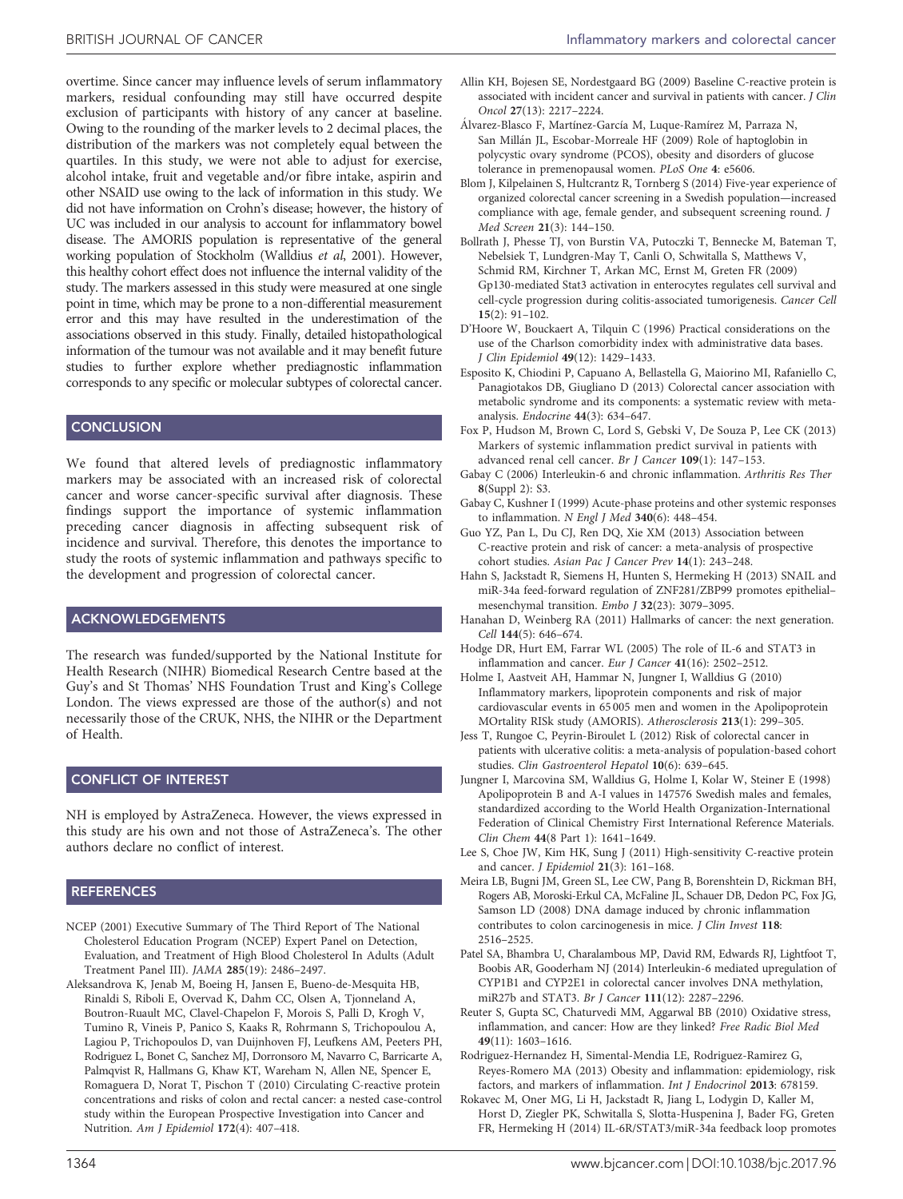overtime. Since cancer may influence levels of serum inflammatory markers, residual confounding may still have occurred despite exclusion of participants with history of any cancer at baseline. Owing to the rounding of the marker levels to 2 decimal places, the distribution of the markers was not completely equal between the quartiles. In this study, we were not able to adjust for exercise, alcohol intake, fruit and vegetable and/or fibre intake, aspirin and other NSAID use owing to the lack of information in this study. We did not have information on Crohn's disease; however, the history of UC was included in our analysis to account for inflammatory bowel disease. The AMORIS population is representative of the general working population of Stockholm (Walldius *et al*, 2001). However, this healthy cohort effect does not influence the internal validity of the study. The markers assessed in this study were measured at one single point in time, which may be prone to a non-differential measurement error and this may have resulted in the underestimation of the associations observed in this study. Finally, detailed histopathological information of the tumour was not available and it may benefit future studies to further explore whether prediagnostic inflammation corresponds to any specific or molecular subtypes of colorectal cancer.

## CONCLUSION

We found that altered levels of prediagnostic inflammatory markers may be associated with an increased risk of colorectal cancer and worse cancer-specific survival after diagnosis. These findings support the importance of systemic inflammation preceding cancer diagnosis in affecting subsequent risk of incidence and survival. Therefore, this denotes the importance to study the roots of systemic inflammation and pathways specific to the development and progression of colorectal cancer.

## ACKNOWLEDGEMENTS

The research was funded/supported by the National Institute for Health Research (NIHR) Biomedical Research Centre based at the Guy's and St Thomas' NHS Foundation Trust and King's College London. The views expressed are those of the author(s) and not necessarily those of the CRUK, NHS, the NIHR or the Department of Health.

## CONFLICT OF INTEREST

NH is employed by AstraZeneca. However, the views expressed in this study are his own and not those of AstraZeneca's. The other authors declare no conflict of interest.

## REFERENCES

NCEP (2001) Executive Summary of The Third Report of The National Cholesterol Education Program (NCEP) Expert Panel on Detection, Evaluation, and Treatment of High Blood Cholesterol In Adults (Adult Treatment Panel III). *JAMA* **285**(19): 2486–2497.

Aleksandrova K, Jenab M, Boeing H, Jansen E, Bueno-de-Mesquita HB, Rinaldi S, Riboli E, Overvad K, Dahm CC, Olsen A, Tjonneland A, Boutron-Ruault MC, Clavel-Chapelon F, Morois S, Palli D, Krogh V, Tumino R, Vineis P, Panico S, Kaaks R, Rohrmann S, Trichopoulou A, Lagiou P, Trichopoulos D, van Duijnhoven FJ, Leufkens AM, Peeters PH, Rodriguez L, Bonet C, Sanchez MJ, Dorronsoro M, Navarro C, Barricarte A, Palmqvist R, Hallmans G, Khaw KT, Wareham N, Allen NE, Spencer E, Romaguera D, Norat T, Pischon T (2010) Circulating C-reactive protein concentrations and risks of colon and rectal cancer: a nested case-control study within the European Prospective Investigation into Cancer and Nutrition. *Am J Epidemiol* **172**(4): 407–418.

Allin KH, Bojesen SE, Nordestgaard BG (2009) Baseline C-reactive protein is associated with incident cancer and survival in patients with cancer. *J Clin Oncol* **27**(13): 2217–2224.

Álvarez-Blasco F, Martínez-García M, Luque-Ramírez M, Parraza N, San Millán JL, Escobar-Morreale HF (2009) Role of haptoglobin in polycystic ovary syndrome (PCOS), obesity and disorders of glucose tolerance in premenopausal women. *PLoS One* **4**: e5606.

Blom J, Kilpelainen S, Hultcrantz R, Tornberg S (2014) Five-year experience of organized colorectal cancer screening in a Swedish population—increased compliance with age, female gender, and subsequent screening round. *J Med Screen* **21**(3): 144–150.

Bollrath J, Phesse TJ, von Burstin VA, Putoczki T, Bennecke M, Bateman T, Nebelsiek T, Lundgren-May T, Canli O, Schwitalla S, Matthews V, Schmid RM, Kirchner T, Arkan MC, Ernst M, Greten FR (2009) Gp130-mediated Stat3 activation in enterocytes regulates cell survival and cell-cycle progression during colitis-associated tumorigenesis. *Cancer Cell* **15**(2): 91–102.

D'Hoore W, Bouckaert A, Tilquin C (1996) Practical considerations on the use of the Charlson comorbidity index with administrative data bases. *J Clin Epidemiol* **49**(12): 1429–1433.

Esposito K, Chiodini P, Capuano A, Bellastella G, Maiorino MI, Rafaniello C, Panagiotakos DB, Giugliano D (2013) Colorectal cancer association with metabolic syndrome and its components: a systematic review with meta-analysis. *Endocrine* **44**(3): 634–647.

Fox P, Hudson M, Brown C, Lord S, Gebski V, De Souza P, Lee CK (2013) Markers of systemic inflammation predict survival in patients with advanced renal cell cancer. *Br J Cancer* **109**(1): 147–153.

Gabay C (2006) Interleukin-6 and chronic inflammation. *Arthritis Res Ther* **8**(Suppl 2): S3.

Gabay C, Kushner I (1999) Acute-phase proteins and other systemic responses to inflammation. *N Engl J Med* **340**(6): 448–454.

Guo YZ, Pan L, Du CJ, Ren DQ, Xie XM (2013) Association between C-reactive protein and risk of cancer: a meta-analysis of prospective cohort studies. *Asian Pac J Cancer Prev* **14**(1): 243–248.

Hahn S, Jackstadt R, Siemens H, Hunten S, Hermeking H (2013) SNAIL and miR-34a feed-forward regulation of ZNF281/ZBP99 promotes epithelial–mesenchymal transition. *Embo J* **32**(23): 3079–3095.

Hanahan D, Weinberg RA (2011) Hallmarks of cancer: the next generation. *Cell* **144**(5): 646–674.

Hodge DR, Hurt EM, Farrar WL (2005) The role of IL-6 and STAT3 in inflammation and cancer. *Eur J Cancer* **41**(16): 2502–2512.

Holme I, Aastveit AH, Hammar N, Jungner I, Walldius G (2010) Inflammatory markers, lipoprotein components and risk of major cardiovascular events in 65 005 men and women in the Apolipoprotein MOrtality RISk study (AMORIS). *Atherosclerosis* **213**(1): 299–305.

Jess T, Rungoe C, Peyrin-Biroulet L (2012) Risk of colorectal cancer in patients with ulcerative colitis: a meta-analysis of population-based cohort studies. *Clin Gastroenterol Hepatol* **10**(6): 639–645.

Jungner I, Marcovina SM, Walldius G, Holme I, Kolar W, Steiner E (1998) Apolipoprotein B and A-I values in 147576 Swedish males and females, standardized according to the World Health Organization-International Federation of Clinical Chemistry First International Reference Materials. *Clin Chem* **44**(8 Part 1): 1641–1649.

Lee S, Choe JW, Kim HK, Sung J (2011) High-sensitivity C-reactive protein and cancer. *J Epidemiol* **21**(3): 161–168.

Meira LB, Bugni JM, Green SL, Lee CW, Pang B, Borenshtein D, Rickman BH, Rogers AB, Moroski-Erkul CA, McFaline JL, Schauer DB, Dedon PC, Fox JG, Samson LD (2008) DNA damage induced by chronic inflammation contributes to colon carcinogenesis in mice. *J Clin Invest* **118**: 2516–2525.

Patel SA, Bhambra U, Charalambous MP, David RM, Edwards RJ, Lightfoot T, Boobis AR, Gooderham NJ (2014) Interleukin-6 mediated upregulation of CYP1B1 and CYP2E1 in colorectal cancer involves DNA methylation, miR27b and STAT3. *Br J Cancer* **111**(12): 2287–2296.

Reuter S, Gupta SC, Chaturvedi MM, Aggarwal BB (2010) Oxidative stress, inflammation, and cancer: How are they linked? *Free Radic Biol Med* **49**(11): 1603–1616.

Rodriguez-Hernandez H, Simental-Mendia LE, Rodriguez-Ramirez G, Reyes-Romero MA (2013) Obesity and inflammation: epidemiology, risk factors, and markers of inflammation. *Int J Endocrinol* **2013**: 678159.

Rokavec M, Oner MG, Li H, Jackstadt R, Jiang L, Lodygin D, Kaller M, Horst D, Ziegler PK, Schwitalla S, Slotta-Huspenina J, Bader FG, Greten FR, Hermeking H (2014) IL-6R/STAT3/miR-34a feedback loop promotes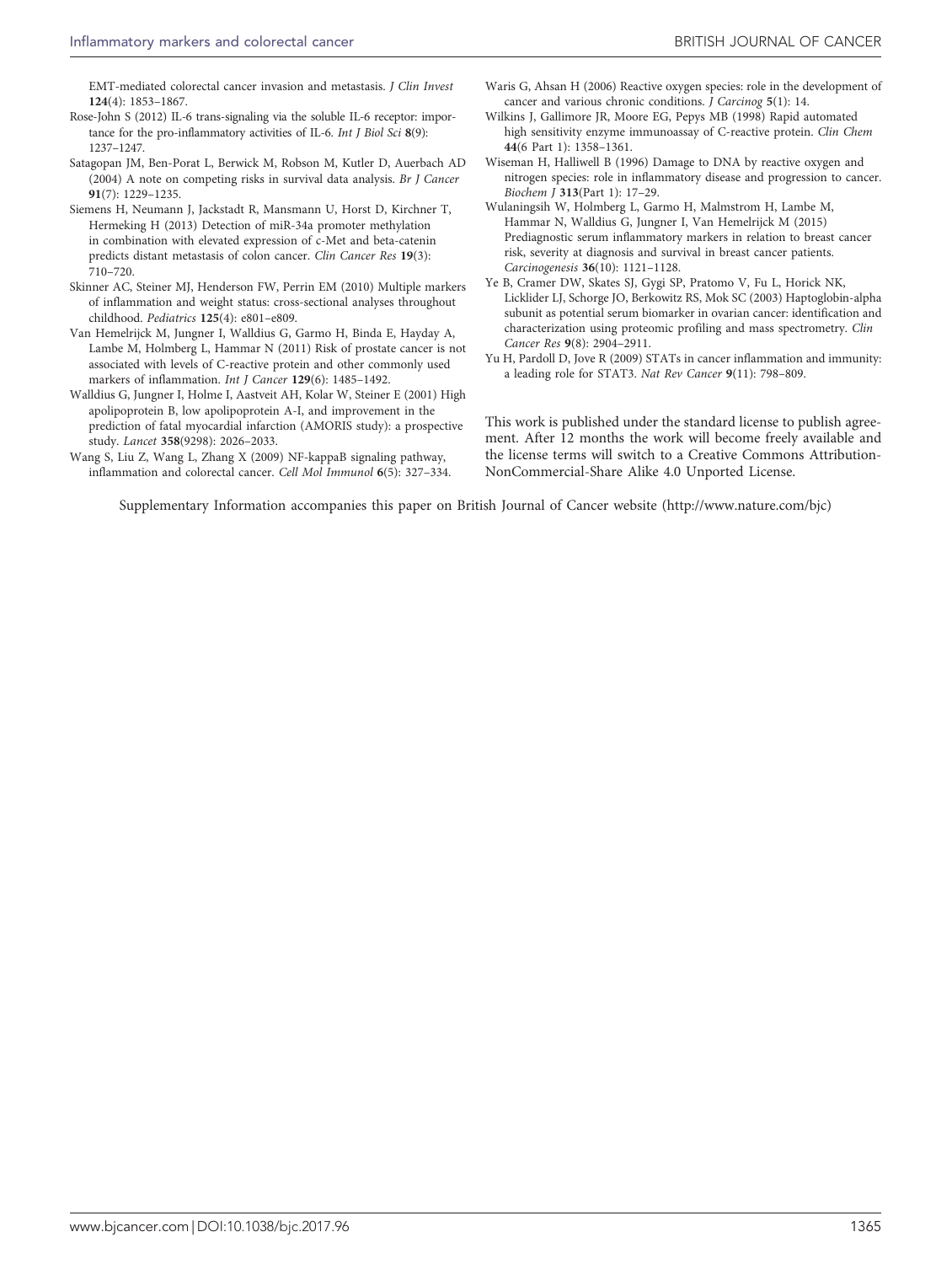EMT-mediated colorectal cancer invasion and metastasis. *J Clin Invest* **124**(4): 1853–1867.

Rose-John S (2012) IL-6 trans-signaling via the soluble IL-6 receptor: importance for the pro-inflammatory activities of IL-6. *Int J Biol Sci* **8**(9): 1237–1247.

Satagopan JM, Ben-Porat L, Berwick M, Robson M, Kutler D, Auerbach AD (2004) A note on competing risks in survival data analysis. *Br J Cancer* **91**(7): 1229–1235.

Siemens H, Neumann J, Jackstadt R, Mansmann U, Horst D, Kirchner T, Hermeking H (2013) Detection of miR-34a promoter methylation in combination with elevated expression of c-Met and beta-catenin predicts distant metastasis of colon cancer. *Clin Cancer Res* **19**(3): 710–720.

Skinner AC, Steiner MJ, Henderson FW, Perrin EM (2010) Multiple markers of inflammation and weight status: cross-sectional analyses throughout childhood. *Pediatrics* **125**(4): e801–e809.

Van Hemelrijck M, Jungner I, Walldius G, Garmo H, Binda E, Hayday A, Lambe M, Holmberg L, Hammar N (2011) Risk of prostate cancer is not associated with levels of C-reactive protein and other commonly used markers of inflammation. *Int J Cancer* **129**(6): 1485–1492.

Walldius G, Jungner I, Holme I, Aastveit AH, Kolar W, Steiner E (2001) High apolipoprotein B, low apolipoprotein A-I, and improvement in the prediction of fatal myocardial infarction (AMORIS study): a prospective study. *Lancet* **358**(9298): 2026–2033.

Wang S, Liu Z, Wang L, Zhang X (2009) NF-kappaB signaling pathway, inflammation and colorectal cancer. *Cell Mol Immunol* **6**(5): 327–334.

Waris G, Ahsan H (2006) Reactive oxygen species: role in the development of cancer and various chronic conditions. *J Carcinog* **5**(1): 14.

Wilkins J, Gallimore JR, Moore EG, Pepys MB (1998) Rapid automated high sensitivity enzyme immunoassay of C-reactive protein. *Clin Chem* **44**(6 Part 1): 1358–1361.

Wiseman H, Halliwell B (1996) Damage to DNA by reactive oxygen and nitrogen species: role in inflammatory disease and progression to cancer. *Biochem J* **313**(Part 1): 17–29.

Wulaningsih W, Holmberg L, Garmo H, Malmstrom H, Lambe M, Hammar N, Walldius G, Jungner I, Van Hemelrijck M (2015) Prediagnostic serum inflammatory markers in relation to breast cancer risk, severity at diagnosis and survival in breast cancer patients. *Carcinogenesis* **36**(10): 1121–1128.

Ye B, Cramer DW, Skates SJ, Gygi SP, Pratomo V, Fu L, Horick NK, Licklider LJ, Schorge JO, Berkowitz RS, Mok SC (2003) Haptoglobin-alpha subunit as potential serum biomarker in ovarian cancer: identification and characterization using proteomic profiling and mass spectrometry. *Clin Cancer Res* **9**(8): 2904–2911.

Yu H, Pardoll D, Jove R (2009) STATs in cancer inflammation and immunity: a leading role for STAT3. *Nat Rev Cancer* **9**(11): 798–809.

This work is published under the standard license to publish agreement. After 12 months the work will become freely available and the license terms will switch to a Creative Commons Attribution-NonCommercial-Share Alike 4.0 Unported License.

Supplementary Information accompanies this paper on British Journal of Cancer website (http://www.nature.com/bjc)